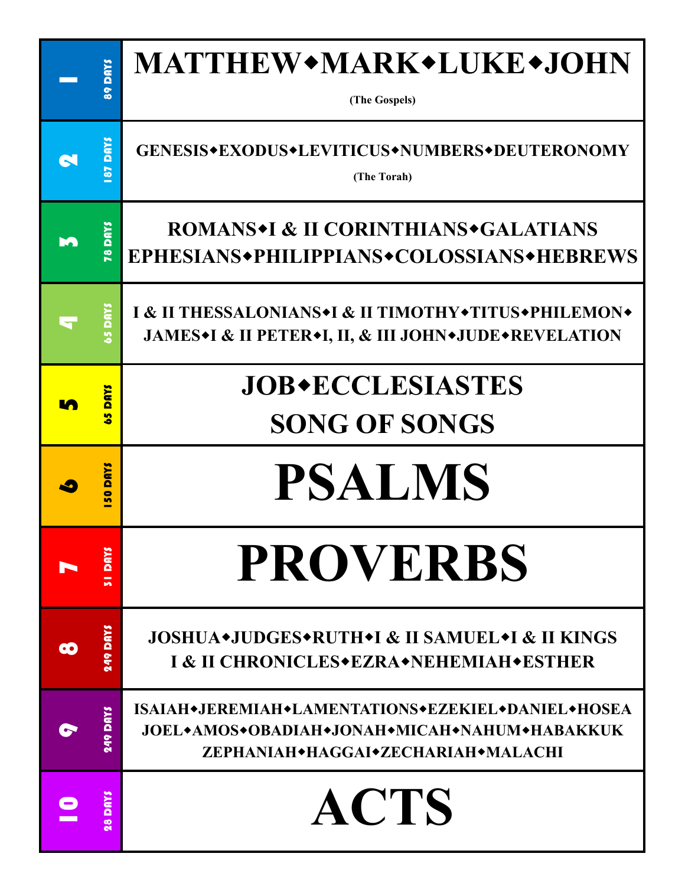| # | Days | Books |
|---|---|---|
| 1 | 89 DAYS | **MATTHEW◆MARK◆LUKE◆JOHN** (The Gospels) |
| 2 | 187 DAYS | **GENESIS◆EXODUS◆LEVITICUS◆NUMBERS◆DEUTERONOMY** (The Torah) |
| 3 | 78 DAYS | **ROMANS◆I & II CORINTHIANS◆GALATIANS EPHESIANS◆PHILIPPIANS◆COLOSSIANS◆HEBREWS** |
| 4 | 65 DAYS | **I & II THESSALONIANS◆I & II TIMOTHY◆TITUS◆PHILEMON◆ JAMES◆I & II PETER◆I, II, & III JOHN◆JUDE◆REVELATION** |
| 5 | 65 DAYS | **JOB◆ECCLESIASTES SONG OF SONGS** |
| 6 | 150 DAYS | **PSALMS** |
| 7 | 31 DAYS | **PROVERBS** |
| 8 | 249 DAYS | **JOSHUA◆JUDGES◆RUTH◆I & II SAMUEL◆I & II KINGS I & II CHRONICLES◆EZRA◆NEHEMIAH◆ESTHER** |
| 9 | 249 DAYS | **ISAIAH◆JEREMIAH◆LAMENTATIONS◆EZEKIEL◆DANIEL◆HOSEA JOEL◆AMOS◆OBADIAH◆JONAH◆MICAH◆NAHUM◆HABAKKUK ZEPHANIAH◆HAGGAI◆ZECHARIAH◆MALACHI** |
| 10 | 28 DAYS | **ACTS** |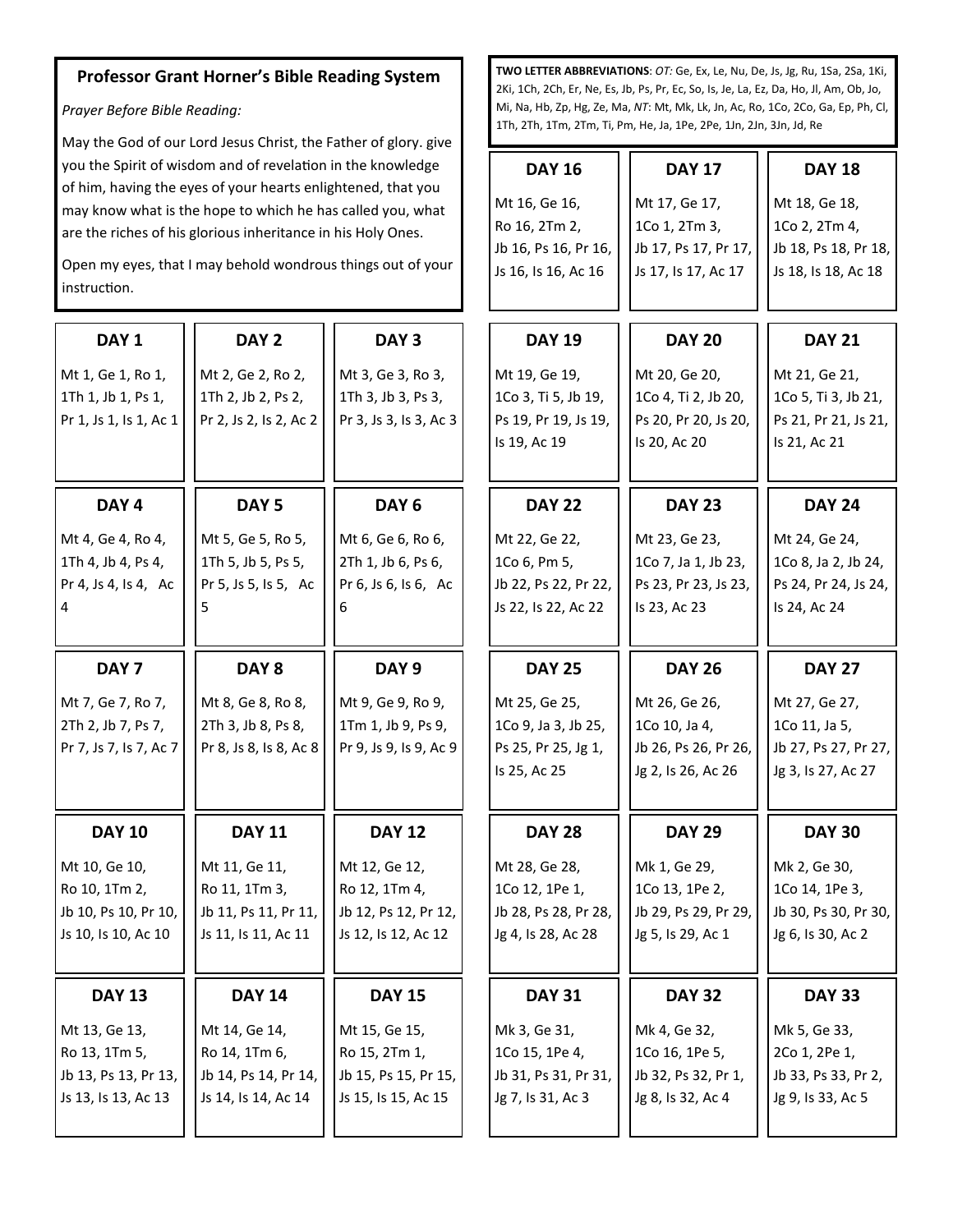## Professor Grant Horner's Bible Reading System

*Prayer Before Bible Reading:*

May the God of our Lord Jesus Christ, the Father of glory. give you the Spirit of wisdom and of revelation in the knowledge of him, having the eyes of your hearts enlightened, that you may know what is the hope to which he has called you, what are the riches of his glorious inheritance in his Holy Ones.

Open my eyes, that I may behold wondrous things out of your instruction.

**TWO LETTER ABBREVIATIONS**: *OT:* Ge, Ex, Le, Nu, De, Js, Jg, Ru, 1Sa, 2Sa, 1Ki, 2Ki, 1Ch, 2Ch, Er, Ne, Es, Jb, Ps, Pr, Ec, So, Is, Je, La, Ez, Da, Ho, Jl, Am, Ob, Jo, Mi, Na, Hb, Zp, Hg, Ze, Ma, *NT*: Mt, Mk, Lk, Jn, Ac, Ro, 1Co, 2Co, Ga, Ep, Ph, Cl, 1Th, 2Th, 1Tm, 2Tm, Ti, Pm, He, Ja, 1Pe, 2Pe, 1Jn, 2Jn, 3Jn, Jd, Re

**DAY 1**
Mt 1, Ge 1, Ro 1, 1Th 1, Jb 1, Ps 1, Pr 1, Js 1, Is 1, Ac 1

**DAY 2**
Mt 2, Ge 2, Ro 2, 1Th 2, Jb 2, Ps 2, Pr 2, Js 2, Is 2, Ac 2

**DAY 3**
Mt 3, Ge 3, Ro 3, 1Th 3, Jb 3, Ps 3, Pr 3, Js 3, Is 3, Ac 3

**DAY 4**
Mt 4, Ge 4, Ro 4, 1Th 4, Jb 4, Ps 4, Pr 4, Js 4, Is 4, Ac 4

**DAY 5**
Mt 5, Ge 5, Ro 5, 1Th 5, Jb 5, Ps 5, Pr 5, Js 5, Is 5, Ac 5

**DAY 6**
Mt 6, Ge 6, Ro 6, 2Th 1, Jb 6, Ps 6, Pr 6, Js 6, Is 6, Ac 6

**DAY 7**
Mt 7, Ge 7, Ro 7, 2Th 2, Jb 7, Ps 7, Pr 7, Js 7, Is 7, Ac 7

**DAY 8**
Mt 8, Ge 8, Ro 8, 2Th 3, Jb 8, Ps 8, Pr 8, Js 8, Is 8, Ac 8

**DAY 9**
Mt 9, Ge 9, Ro 9, 1Tm 1, Jb 9, Ps 9, Pr 9, Js 9, Is 9, Ac 9

**DAY 10**
Mt 10, Ge 10, Ro 10, 1Tm 2, Jb 10, Ps 10, Pr 10, Js 10, Is 10, Ac 10

**DAY 11**
Mt 11, Ge 11, Ro 11, 1Tm 3, Jb 11, Ps 11, Pr 11, Js 11, Is 11, Ac 11

**DAY 12**
Mt 12, Ge 12, Ro 12, 1Tm 4, Jb 12, Ps 12, Pr 12, Js 12, Is 12, Ac 12

**DAY 13**
Mt 13, Ge 13, Ro 13, 1Tm 5, Jb 13, Ps 13, Pr 13, Js 13, Is 13, Ac 13

**DAY 14**
Mt 14, Ge 14, Ro 14, 1Tm 6, Jb 14, Ps 14, Pr 14, Js 14, Is 14, Ac 14

**DAY 15**
Mt 15, Ge 15, Ro 15, 2Tm 1, Jb 15, Ps 15, Pr 15, Js 15, Is 15, Ac 15

**DAY 16**
Mt 16, Ge 16, Ro 16, 2Tm 2, Jb 16, Ps 16, Pr 16, Js 16, Is 16, Ac 16

**DAY 17**
Mt 17, Ge 17, 1Co 1, 2Tm 3, Jb 17, Ps 17, Pr 17, Js 17, Is 17, Ac 17

**DAY 18**
Mt 18, Ge 18, 1Co 2, 2Tm 4, Jb 18, Ps 18, Pr 18, Js 18, Is 18, Ac 18

**DAY 19**
Mt 19, Ge 19, 1Co 3, Ti 5, Jb 19, Ps 19, Pr 19, Js 19, Is 19, Ac 19

**DAY 20**
Mt 20, Ge 20, 1Co 4, Ti 2, Jb 20, Ps 20, Pr 20, Js 20, Is 20, Ac 20

**DAY 21**
Mt 21, Ge 21, 1Co 5, Ti 3, Jb 21, Ps 21, Pr 21, Js 21, Is 21, Ac 21

**DAY 22**
Mt 22, Ge 22, 1Co 6, Pm 5, Jb 22, Ps 22, Pr 22, Js 22, Is 22, Ac 22

**DAY 23**
Mt 23, Ge 23, 1Co 7, Ja 1, Jb 23, Ps 23, Pr 23, Js 23, Is 23, Ac 23

**DAY 24**
Mt 24, Ge 24, 1Co 8, Ja 2, Jb 24, Ps 24, Pr 24, Js 24, Is 24, Ac 24

**DAY 25**
Mt 25, Ge 25, 1Co 9, Ja 3, Jb 25, Ps 25, Pr 25, Jg 1, Is 25, Ac 25

**DAY 26**
Mt 26, Ge 26, 1Co 10, Ja 4, Jb 26, Ps 26, Pr 26, Jg 2, Is 26, Ac 26

**DAY 27**
Mt 27, Ge 27, 1Co 11, Ja 5, Jb 27, Ps 27, Pr 27, Jg 3, Is 27, Ac 27

**DAY 28**
Mt 28, Ge 28, 1Co 12, 1Pe 1, Jb 28, Ps 28, Pr 28, Jg 4, Is 28, Ac 28

**DAY 29**
Mk 1, Ge 29, 1Co 13, 1Pe 2, Jb 29, Ps 29, Pr 29, Jg 5, Is 29, Ac 1

**DAY 30**
Mk 2, Ge 30, 1Co 14, 1Pe 3, Jb 30, Ps 30, Pr 30, Jg 6, Is 30, Ac 2

**DAY 31**
Mk 3, Ge 31, 1Co 15, 1Pe 4, Jb 31, Ps 31, Pr 31, Jg 7, Is 31, Ac 3

**DAY 32**
Mk 4, Ge 32, 1Co 16, 1Pe 5, Jb 32, Ps 32, Pr 1, Jg 8, Is 32, Ac 4

**DAY 33**
Mk 5, Ge 33, 2Co 1, 2Pe 1, Jb 33, Ps 33, Pr 2, Jg 9, Is 33, Ac 5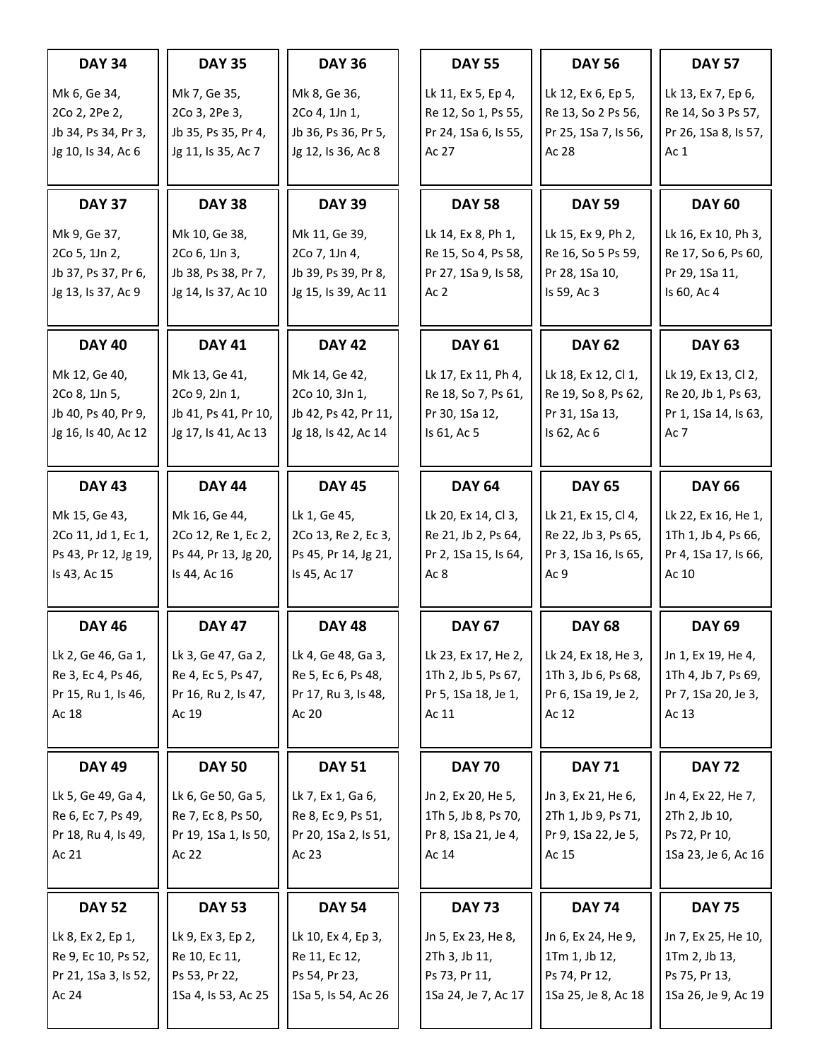**DAY 34**

Mk 6, Ge 34, 2Co 2, 2Pe 2, Jb 34, Ps 34, Pr 3, Jg 10, Is 34, Ac 6

**DAY 35**

Mk 7, Ge 35, 2Co 3, 2Pe 3, Jb 35, Ps 35, Pr 4, Jg 11, Is 35, Ac 7

**DAY 36**

Mk 8, Ge 36, 2Co 4, 1Jn 1, Jb 36, Ps 36, Pr 5, Jg 12, Is 36, Ac 8

**DAY 37**

Mk 9, Ge 37, 2Co 5, 1Jn 2, Jb 37, Ps 37, Pr 6, Jg 13, Is 37, Ac 9

**DAY 38**

Mk 10, Ge 38, 2Co 6, 1Jn 3, Jb 38, Ps 38, Pr 7, Jg 14, Is 37, Ac 10

**DAY 39**

Mk 11, Ge 39, 2Co 7, 1Jn 4, Jb 39, Ps 39, Pr 8, Jg 15, Is 39, Ac 11

**DAY 40**

Mk 12, Ge 40, 2Co 8, 1Jn 5, Jb 40, Ps 40, Pr 9, Jg 16, Is 40, Ac 12

**DAY 41**

Mk 13, Ge 41, 2Co 9, 2Jn 1, Jb 41, Ps 41, Pr 10, Jg 17, Is 41, Ac 13

**DAY 42**

Mk 14, Ge 42, 2Co 10, 3Jn 1, Jb 42, Ps 42, Pr 11, Jg 18, Is 42, Ac 14

**DAY 43**

Mk 15, Ge 43, 2Co 11, Jd 1, Ec 1, Ps 43, Pr 12, Jg 19, Is 43, Ac 15

**DAY 44**

Mk 16, Ge 44, 2Co 12, Re 1, Ec 2, Ps 44, Pr 13, Jg 20, Is 44, Ac 16

**DAY 45**

Lk 1, Ge 45, 2Co 13, Re 2, Ec 3, Ps 45, Pr 14, Jg 21, Is 45, Ac 17

**DAY 46**

Lk 2, Ge 46, Ga 1, Re 3, Ec 4, Ps 46, Pr 15, Ru 1, Is 46, Ac 18

**DAY 47**

Lk 3, Ge 47, Ga 2, Re 4, Ec 5, Ps 47, Pr 16, Ru 2, Is 47, Ac 19

**DAY 48**

Lk 4, Ge 48, Ga 3, Re 5, Ec 6, Ps 48, Pr 17, Ru 3, Is 48, Ac 20

**DAY 49**

Lk 5, Ge 49, Ga 4, Re 6, Ec 7, Ps 49, Pr 18, Ru 4, Is 49, Ac 21

**DAY 50**

Lk 6, Ge 50, Ga 5, Re 7, Ec 8, Ps 50, Pr 19, 1Sa 1, Is 50, Ac 22

**DAY 51**

Lk 7, Ex 1, Ga 6, Re 8, Ec 9, Ps 51, Pr 20, 1Sa 2, Is 51, Ac 23

**DAY 52**

Lk 8, Ex 2, Ep 1, Re 9, Ec 10, Ps 52, Pr 21, 1Sa 3, Is 52, Ac 24

**DAY 53**

Lk 9, Ex 3, Ep 2, Re 10, Ec 11, Ps 53, Pr 22, 1Sa 4, Is 53, Ac 25

**DAY 54**

Lk 10, Ex 4, Ep 3, Re 11, Ec 12, Ps 54, Pr 23, 1Sa 5, Is 54, Ac 26

**DAY 55**

Lk 11, Ex 5, Ep 4, Re 12, So 1, Ps 55, Pr 24, 1Sa 6, Is 55, Ac 27

**DAY 56**

Lk 12, Ex 6, Ep 5, Re 13, So 2 Ps 56, Pr 25, 1Sa 7, Is 56, Ac 28

**DAY 57**

Lk 13, Ex 7, Ep 6, Re 14, So 3 Ps 57, Pr 26, 1Sa 8, Is 57, Ac 1

**DAY 58**

Lk 14, Ex 8, Ph 1, Re 15, So 4, Ps 58, Pr 27, 1Sa 9, Is 58, Ac 2

**DAY 59**

Lk 15, Ex 9, Ph 2, Re 16, So 5 Ps 59, Pr 28, 1Sa 10, Is 59, Ac 3

**DAY 60**

Lk 16, Ex 10, Ph 3, Re 17, So 6, Ps 60, Pr 29, 1Sa 11, Is 60, Ac 4

**DAY 61**

Lk 17, Ex 11, Ph 4, Re 18, So 7, Ps 61, Pr 30, 1Sa 12, Is 61, Ac 5

**DAY 62**

Lk 18, Ex 12, Cl 1, Re 19, So 8, Ps 62, Pr 31, 1Sa 13, Is 62, Ac 6

**DAY 63**

Lk 19, Ex 13, Cl 2, Re 20, Jb 1, Ps 63, Pr 1, 1Sa 14, Is 63, Ac 7

**DAY 64**

Lk 20, Ex 14, Cl 3, Re 21, Jb 2, Ps 64, Pr 2, 1Sa 15, Is 64, Ac 8

**DAY 65**

Lk 21, Ex 15, Cl 4, Re 22, Jb 3, Ps 65, Pr 3, 1Sa 16, Is 65, Ac 9

**DAY 66**

Lk 22, Ex 16, He 1, 1Th 1, Jb 4, Ps 66, Pr 4, 1Sa 17, Is 66, Ac 10

**DAY 67**

Lk 23, Ex 17, He 2, 1Th 2, Jb 5, Ps 67, Pr 5, 1Sa 18, Je 1, Ac 11

**DAY 68**

Lk 24, Ex 18, He 3, 1Th 3, Jb 6, Ps 68, Pr 6, 1Sa 19, Je 2, Ac 12

**DAY 69**

Jn 1, Ex 19, He 4, 1Th 4, Jb 7, Ps 69, Pr 7, 1Sa 20, Je 3, Ac 13

**DAY 70**

Jn 2, Ex 20, He 5, 1Th 5, Jb 8, Ps 70, Pr 8, 1Sa 21, Je 4, Ac 14

**DAY 71**

Jn 3, Ex 21, He 6, 2Th 1, Jb 9, Ps 71, Pr 9, 1Sa 22, Je 5, Ac 15

**DAY 72**

Jn 4, Ex 22, He 7, 2Th 2, Jb 10, Ps 72, Pr 10, 1Sa 23, Je 6, Ac 16

**DAY 73**

Jn 5, Ex 23, He 8, 2Th 3, Jb 11, Ps 73, Pr 11, 1Sa 24, Je 7, Ac 17

**DAY 74**

Jn 6, Ex 24, He 9, 1Tm 1, Jb 12, Ps 74, Pr 12, 1Sa 25, Je 8, Ac 18

**DAY 75**

Jn 7, Ex 25, He 10, 1Tm 2, Jb 13, Ps 75, Pr 13, 1Sa 26, Je 9, Ac 19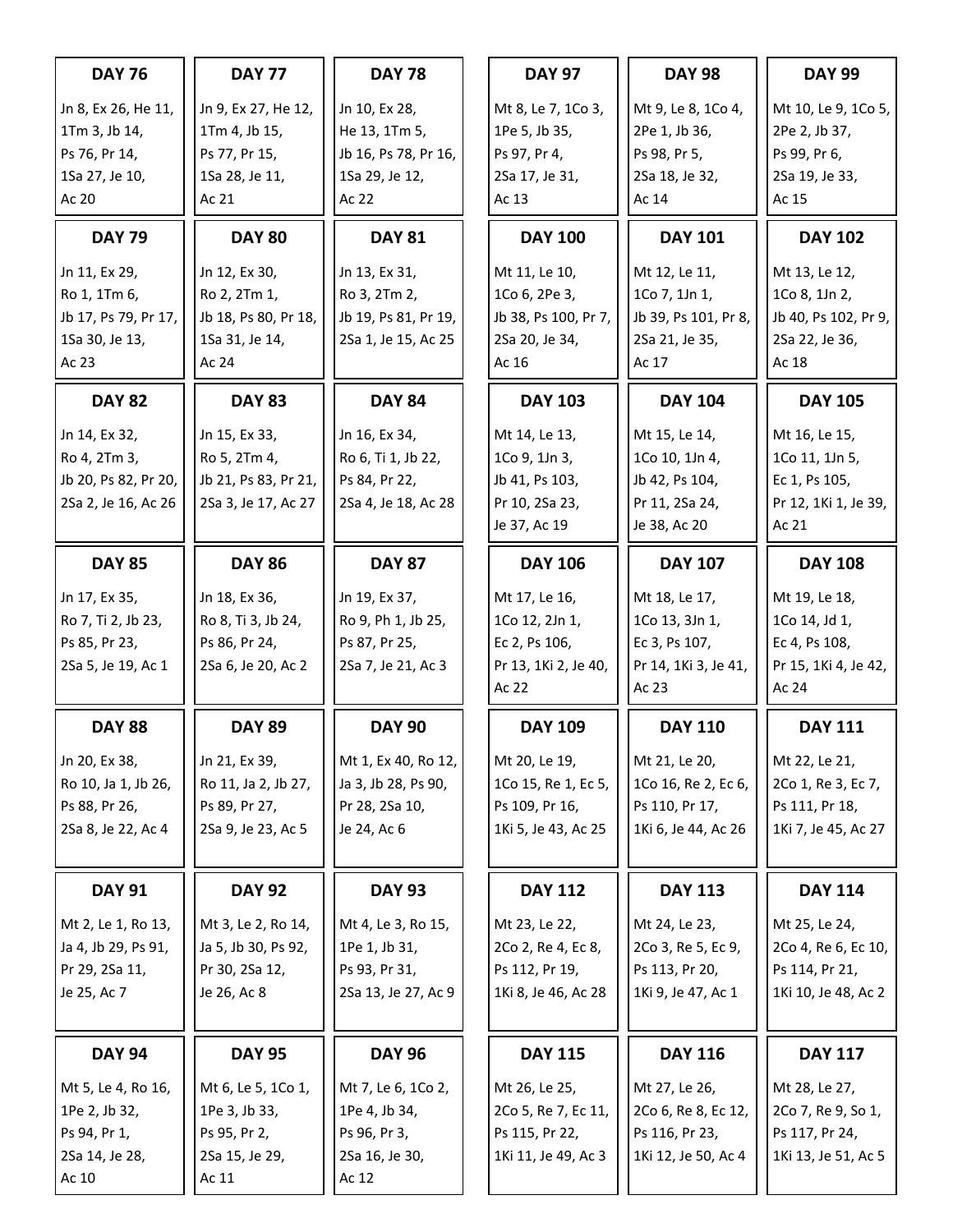**DAY 76**

Jn 8, Ex 26, He 11, 1Tm 3, Jb 14, Ps 76, Pr 14, 1Sa 27, Je 10, Ac 20

**DAY 77**

Jn 9, Ex 27, He 12, 1Tm 4, Jb 15, Ps 77, Pr 15, 1Sa 28, Je 11, Ac 21

**DAY 78**

Jn 10, Ex 28, He 13, 1Tm 5, Jb 16, Ps 78, Pr 16, 1Sa 29, Je 12, Ac 22

**DAY 79**

Jn 11, Ex 29, Ro 1, 1Tm 6, Jb 17, Ps 79, Pr 17, 1Sa 30, Je 13, Ac 23

**DAY 80**

Jn 12, Ex 30, Ro 2, 2Tm 1, Jb 18, Ps 80, Pr 18, 1Sa 31, Je 14, Ac 24

**DAY 81**

Jn 13, Ex 31, Ro 3, 2Tm 2, Jb 19, Ps 81, Pr 19, 2Sa 1, Je 15, Ac 25

**DAY 82**

Jn 14, Ex 32, Ro 4, 2Tm 3, Jb 20, Ps 82, Pr 20, 2Sa 2, Je 16, Ac 26

**DAY 83**

Jn 15, Ex 33, Ro 5, 2Tm 4, Jb 21, Ps 83, Pr 21, 2Sa 3, Je 17, Ac 27

**DAY 84**

Jn 16, Ex 34, Ro 6, Ti 1, Jb 22, Ps 84, Pr 22, 2Sa 4, Je 18, Ac 28

**DAY 85**

Jn 17, Ex 35, Ro 7, Ti 2, Jb 23, Ps 85, Pr 23, 2Sa 5, Je 19, Ac 1

**DAY 86**

Jn 18, Ex 36, Ro 8, Ti 3, Jb 24, Ps 86, Pr 24, 2Sa 6, Je 20, Ac 2

**DAY 87**

Jn 19, Ex 37, Ro 9, Ph 1, Jb 25, Ps 87, Pr 25, 2Sa 7, Je 21, Ac 3

**DAY 88**

Jn 20, Ex 38, Ro 10, Ja 1, Jb 26, Ps 88, Pr 26, 2Sa 8, Je 22, Ac 4

**DAY 89**

Jn 21, Ex 39, Ro 11, Ja 2, Jb 27, Ps 89, Pr 27, 2Sa 9, Je 23, Ac 5

**DAY 90**

Mt 1, Ex 40, Ro 12, Ja 3, Jb 28, Ps 90, Pr 28, 2Sa 10, Je 24, Ac 6

**DAY 91**

Mt 2, Le 1, Ro 13, Ja 4, Jb 29, Ps 91, Pr 29, 2Sa 11, Je 25, Ac 7

**DAY 92**

Mt 3, Le 2, Ro 14, Ja 5, Jb 30, Ps 92, Pr 30, 2Sa 12, Je 26, Ac 8

**DAY 93**

Mt 4, Le 3, Ro 15, 1Pe 1, Jb 31, Ps 93, Pr 31, 2Sa 13, Je 27, Ac 9

**DAY 94**

Mt 5, Le 4, Ro 16, 1Pe 2, Jb 32, Ps 94, Pr 1, 2Sa 14, Je 28, Ac 10

**DAY 95**

Mt 6, Le 5, 1Co 1, 1Pe 3, Jb 33, Ps 95, Pr 2, 2Sa 15, Je 29, Ac 11

**DAY 96**

Mt 7, Le 6, 1Co 2, 1Pe 4, Jb 34, Ps 96, Pr 3, 2Sa 16, Je 30, Ac 12

**DAY 97**

Mt 8, Le 7, 1Co 3, 1Pe 5, Jb 35, Ps 97, Pr 4, 2Sa 17, Je 31, Ac 13

**DAY 98**

Mt 9, Le 8, 1Co 4, 2Pe 1, Jb 36, Ps 98, Pr 5, 2Sa 18, Je 32, Ac 14

**DAY 99**

Mt 10, Le 9, 1Co 5, 2Pe 2, Jb 37, Ps 99, Pr 6, 2Sa 19, Je 33, Ac 15

**DAY 100**

Mt 11, Le 10, 1Co 6, 2Pe 3, Jb 38, Ps 100, Pr 7, 2Sa 20, Je 34, Ac 16

**DAY 101**

Mt 12, Le 11, 1Co 7, 1Jn 1, Jb 39, Ps 101, Pr 8, 2Sa 21, Je 35, Ac 17

**DAY 102**

Mt 13, Le 12, 1Co 8, 1Jn 2, Jb 40, Ps 102, Pr 9, 2Sa 22, Je 36, Ac 18

**DAY 103**

Mt 14, Le 13, 1Co 9, 1Jn 3, Jb 41, Ps 103, Pr 10, 2Sa 23, Je 37, Ac 19

**DAY 104**

Mt 15, Le 14, 1Co 10, 1Jn 4, Jb 42, Ps 104, Pr 11, 2Sa 24, Je 38, Ac 20

**DAY 105**

Mt 16, Le 15, 1Co 11, 1Jn 5, Ec 1, Ps 105, Pr 12, 1Ki 1, Je 39, Ac 21

**DAY 106**

Mt 17, Le 16, 1Co 12, 2Jn 1, Ec 2, Ps 106, Pr 13, 1Ki 2, Je 40, Ac 22

**DAY 107**

Mt 18, Le 17, 1Co 13, 3Jn 1, Ec 3, Ps 107, Pr 14, 1Ki 3, Je 41, Ac 23

**DAY 108**

Mt 19, Le 18, 1Co 14, Jd 1, Ec 4, Ps 108, Pr 15, 1Ki 4, Je 42, Ac 24

**DAY 109**

Mt 20, Le 19, 1Co 15, Re 1, Ec 5, Ps 109, Pr 16, 1Ki 5, Je 43, Ac 25

**DAY 110**

Mt 21, Le 20, 1Co 16, Re 2, Ec 6, Ps 110, Pr 17, 1Ki 6, Je 44, Ac 26

**DAY 111**

Mt 22, Le 21, 2Co 1, Re 3, Ec 7, Ps 111, Pr 18, 1Ki 7, Je 45, Ac 27

**DAY 112**

Mt 23, Le 22, 2Co 2, Re 4, Ec 8, Ps 112, Pr 19, 1Ki 8, Je 46, Ac 28

**DAY 113**

Mt 24, Le 23, 2Co 3, Re 5, Ec 9, Ps 113, Pr 20, 1Ki 9, Je 47, Ac 1

**DAY 114**

Mt 25, Le 24, 2Co 4, Re 6, Ec 10, Ps 114, Pr 21, 1Ki 10, Je 48, Ac 2

**DAY 115**

Mt 26, Le 25, 2Co 5, Re 7, Ec 11, Ps 115, Pr 22, 1Ki 11, Je 49, Ac 3

**DAY 116**

Mt 27, Le 26, 2Co 6, Re 8, Ec 12, Ps 116, Pr 23, 1Ki 12, Je 50, Ac 4

**DAY 117**

Mt 28, Le 27, 2Co 7, Re 9, So 1, Ps 117, Pr 24, 1Ki 13, Je 51, Ac 5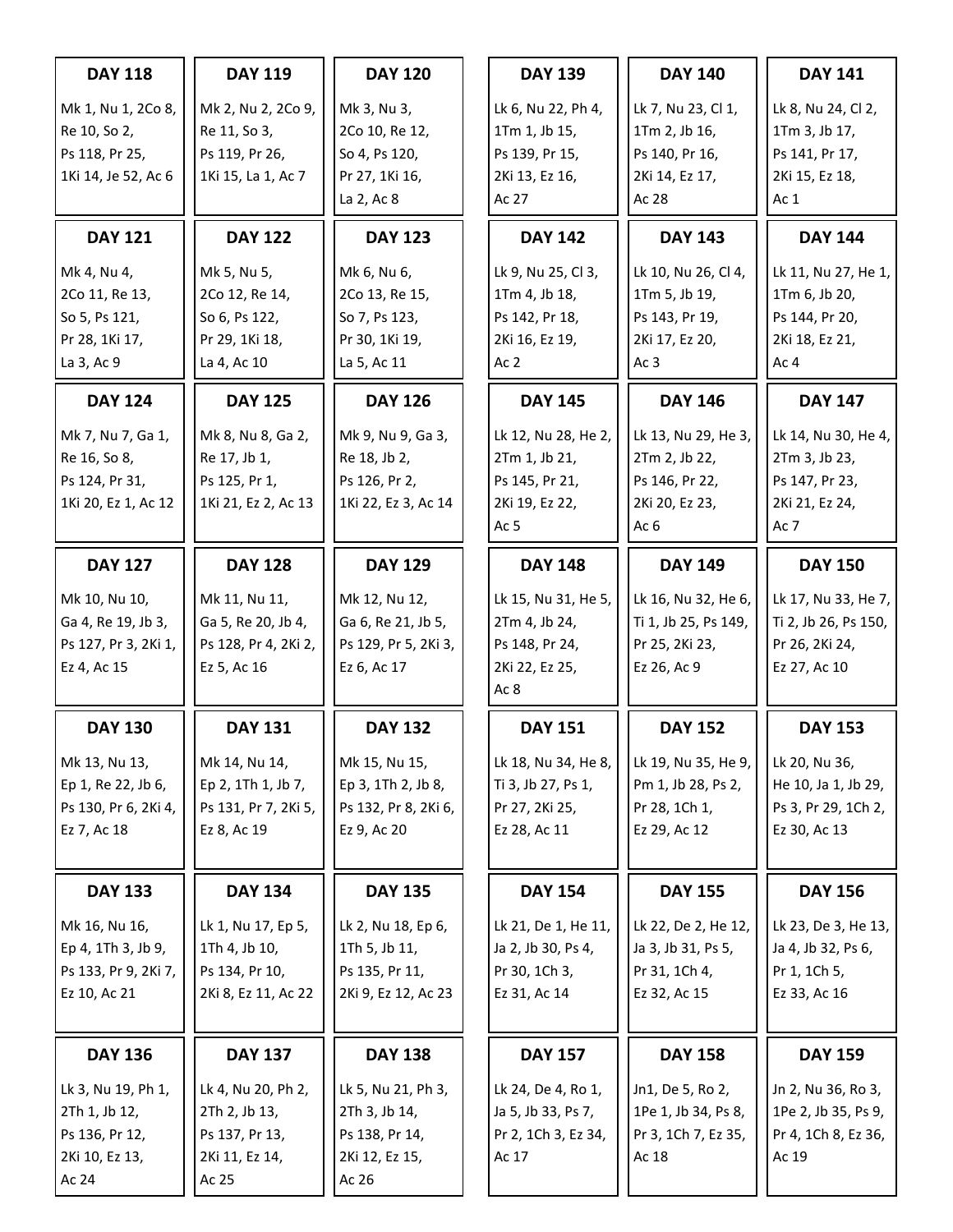**DAY 118**

Mk 1, Nu 1, 2Co 8, Re 10, So 2, Ps 118, Pr 25, 1Ki 14, Je 52, Ac 6

**DAY 119**

Mk 2, Nu 2, 2Co 9, Re 11, So 3, Ps 119, Pr 26, 1Ki 15, La 1, Ac 7

**DAY 120**

Mk 3, Nu 3, 2Co 10, Re 12, So 4, Ps 120, Pr 27, 1Ki 16, La 2, Ac 8

**DAY 121**

Mk 4, Nu 4, 2Co 11, Re 13, So 5, Ps 121, Pr 28, 1Ki 17, La 3, Ac 9

**DAY 122**

Mk 5, Nu 5, 2Co 12, Re 14, So 6, Ps 122, Pr 29, 1Ki 18, La 4, Ac 10

**DAY 123**

Mk 6, Nu 6, 2Co 13, Re 15, So 7, Ps 123, Pr 30, 1Ki 19, La 5, Ac 11

**DAY 124**

Mk 7, Nu 7, Ga 1, Re 16, So 8, Ps 124, Pr 31, 1Ki 20, Ez 1, Ac 12

**DAY 125**

Mk 8, Nu 8, Ga 2, Re 17, Jb 1, Ps 125, Pr 1, 1Ki 21, Ez 2, Ac 13

**DAY 126**

Mk 9, Nu 9, Ga 3, Re 18, Jb 2, Ps 126, Pr 2, 1Ki 22, Ez 3, Ac 14

**DAY 127**

Mk 10, Nu 10, Ga 4, Re 19, Jb 3, Ps 127, Pr 3, 2Ki 1, Ez 4, Ac 15

**DAY 128**

Mk 11, Nu 11, Ga 5, Re 20, Jb 4, Ps 128, Pr 4, 2Ki 2, Ez 5, Ac 16

**DAY 129**

Mk 12, Nu 12, Ga 6, Re 21, Jb 5, Ps 129, Pr 5, 2Ki 3, Ez 6, Ac 17

**DAY 130**

Mk 13, Nu 13, Ep 1, Re 22, Jb 6, Ps 130, Pr 6, 2Ki 4, Ez 7, Ac 18

**DAY 131**

Mk 14, Nu 14, Ep 2, 1Th 1, Jb 7, Ps 131, Pr 7, 2Ki 5, Ez 8, Ac 19

**DAY 132**

Mk 15, Nu 15, Ep 3, 1Th 2, Jb 8, Ps 132, Pr 8, 2Ki 6, Ez 9, Ac 20

**DAY 133**

Mk 16, Nu 16, Ep 4, 1Th 3, Jb 9, Ps 133, Pr 9, 2Ki 7, Ez 10, Ac 21

**DAY 134**

Lk 1, Nu 17, Ep 5, 1Th 4, Jb 10, Ps 134, Pr 10, 2Ki 8, Ez 11, Ac 22

**DAY 135**

Lk 2, Nu 18, Ep 6, 1Th 5, Jb 11, Ps 135, Pr 11, 2Ki 9, Ez 12, Ac 23

**DAY 136**

Lk 3, Nu 19, Ph 1, 2Th 1, Jb 12, Ps 136, Pr 12, 2Ki 10, Ez 13, Ac 24

**DAY 137**

Lk 4, Nu 20, Ph 2, 2Th 2, Jb 13, Ps 137, Pr 13, 2Ki 11, Ez 14, Ac 25

**DAY 138**

Lk 5, Nu 21, Ph 3, 2Th 3, Jb 14, Ps 138, Pr 14, 2Ki 12, Ez 15, Ac 26

**DAY 139**

Lk 6, Nu 22, Ph 4, 1Tm 1, Jb 15, Ps 139, Pr 15, 2Ki 13, Ez 16, Ac 27

**DAY 140**

Lk 7, Nu 23, Cl 1, 1Tm 2, Jb 16, Ps 140, Pr 16, 2Ki 14, Ez 17, Ac 28

**DAY 141**

Lk 8, Nu 24, Cl 2, 1Tm 3, Jb 17, Ps 141, Pr 17, 2Ki 15, Ez 18, Ac 1

**DAY 142**

Lk 9, Nu 25, Cl 3, 1Tm 4, Jb 18, Ps 142, Pr 18, 2Ki 16, Ez 19, Ac 2

**DAY 143**

Lk 10, Nu 26, Cl 4, 1Tm 5, Jb 19, Ps 143, Pr 19, 2Ki 17, Ez 20, Ac 3

**DAY 144**

Lk 11, Nu 27, He 1, 1Tm 6, Jb 20, Ps 144, Pr 20, 2Ki 18, Ez 21, Ac 4

**DAY 145**

Lk 12, Nu 28, He 2, 2Tm 1, Jb 21, Ps 145, Pr 21, 2Ki 19, Ez 22, Ac 5

**DAY 146**

Lk 13, Nu 29, He 3, 2Tm 2, Jb 22, Ps 146, Pr 22, 2Ki 20, Ez 23, Ac 6

**DAY 147**

Lk 14, Nu 30, He 4, 2Tm 3, Jb 23, Ps 147, Pr 23, 2Ki 21, Ez 24, Ac 7

**DAY 148**

Lk 15, Nu 31, He 5, 2Tm 4, Jb 24, Ps 148, Pr 24, 2Ki 22, Ez 25, Ac 8

**DAY 149**

Lk 16, Nu 32, He 6, Ti 1, Jb 25, Ps 149, Pr 25, 2Ki 23, Ez 26, Ac 9

**DAY 150**

Lk 17, Nu 33, He 7, Ti 2, Jb 26, Ps 150, Pr 26, 2Ki 24, Ez 27, Ac 10

**DAY 151**

Lk 18, Nu 34, He 8, Ti 3, Jb 27, Ps 1, Pr 27, 2Ki 25, Ez 28, Ac 11

**DAY 152**

Lk 19, Nu 35, He 9, Pm 1, Jb 28, Ps 2, Pr 28, 1Ch 1, Ez 29, Ac 12

**DAY 153**

Lk 20, Nu 36, He 10, Ja 1, Jb 29, Ps 3, Pr 29, 1Ch 2, Ez 30, Ac 13

**DAY 154**

Lk 21, De 1, He 11, Ja 2, Jb 30, Ps 4, Pr 30, 1Ch 3, Ez 31, Ac 14

**DAY 155**

Lk 22, De 2, He 12, Ja 3, Jb 31, Ps 5, Pr 31, 1Ch 4, Ez 32, Ac 15

**DAY 156**

Lk 23, De 3, He 13, Ja 4, Jb 32, Ps 6, Pr 1, 1Ch 5, Ez 33, Ac 16

**DAY 157**

Lk 24, De 4, Ro 1, Ja 5, Jb 33, Ps 7, Pr 2, 1Ch 3, Ez 34, Ac 17

**DAY 158**

Jn1, De 5, Ro 2, 1Pe 1, Jb 34, Ps 8, Pr 3, 1Ch 7, Ez 35, Ac 18

**DAY 159**

Jn 2, Nu 36, Ro 3, 1Pe 2, Jb 35, Ps 9, Pr 4, 1Ch 8, Ez 36, Ac 19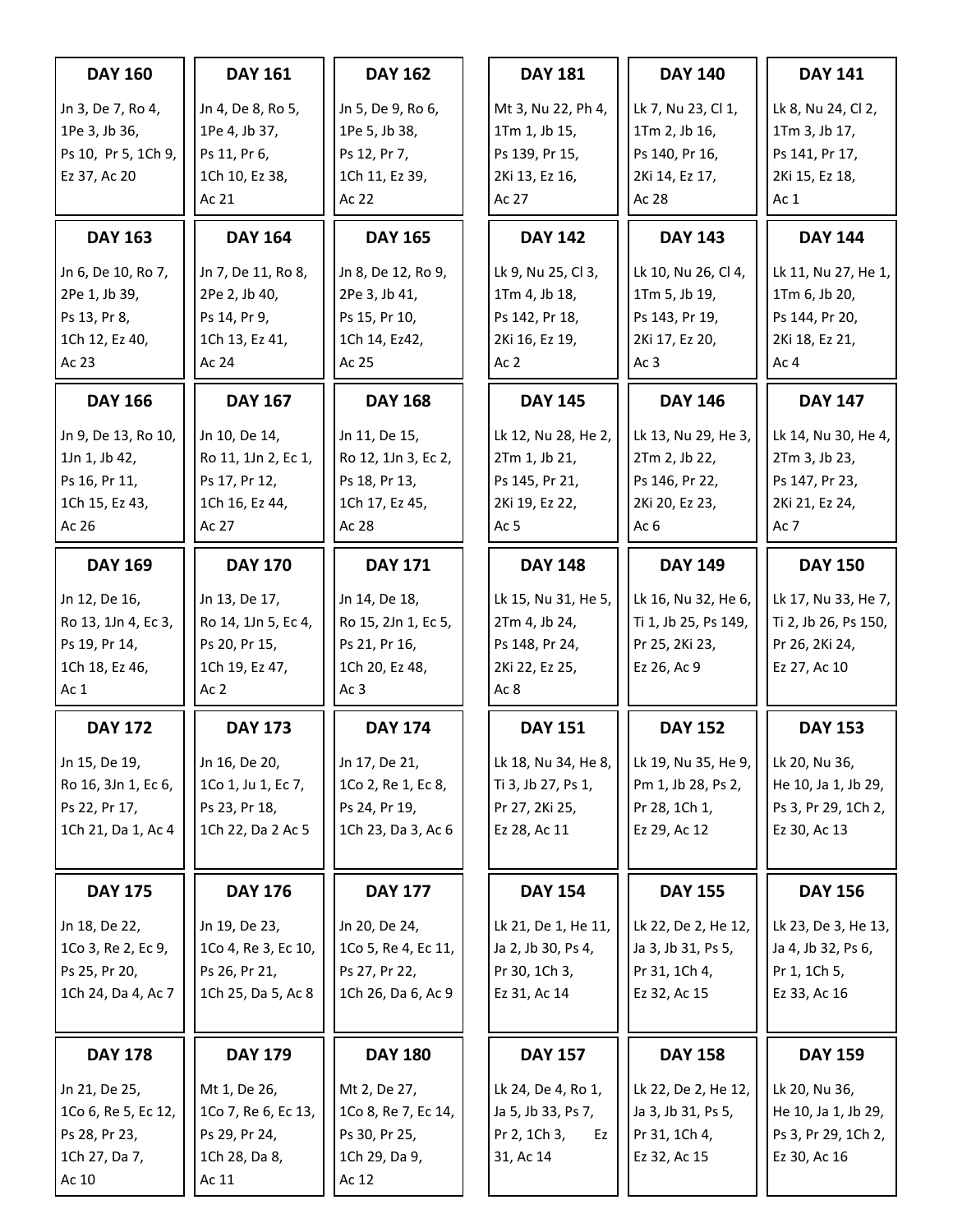| DAY 160 | DAY 161 | DAY 162 |
|---|---|---|
| Jn 3, De 7, Ro 4, 1Pe 3, Jb 36, Ps 10, Pr 5, 1Ch 9, Ez 37, Ac 20 | Jn 4, De 8, Ro 5, 1Pe 4, Jb 37, Ps 11, Pr 6, 1Ch 10, Ez 38, Ac 21 | Jn 5, De 9, Ro 6, 1Pe 5, Jb 38, Ps 12, Pr 7, 1Ch 11, Ez 39, Ac 22 |

| DAY 163 | DAY 164 | DAY 165 |
|---|---|---|
| Jn 6, De 10, Ro 7, 2Pe 1, Jb 39, Ps 13, Pr 8, 1Ch 12, Ez 40, Ac 23 | Jn 7, De 11, Ro 8, 2Pe 2, Jb 40, Ps 14, Pr 9, 1Ch 13, Ez 41, Ac 24 | Jn 8, De 12, Ro 9, 2Pe 3, Jb 41, Ps 15, Pr 10, 1Ch 14, Ez42, Ac 25 |

| DAY 166 | DAY 167 | DAY 168 |
|---|---|---|
| Jn 9, De 13, Ro 10, 1Jn 1, Jb 42, Ps 16, Pr 11, 1Ch 15, Ez 43, Ac 26 | Jn 10, De 14, Ro 11, 1Jn 2, Ec 1, Ps 17, Pr 12, 1Ch 16, Ez 44, Ac 27 | Jn 11, De 15, Ro 12, 1Jn 3, Ec 2, Ps 18, Pr 13, 1Ch 17, Ez 45, Ac 28 |

| DAY 169 | DAY 170 | DAY 171 |
|---|---|---|
| Jn 12, De 16, Ro 13, 1Jn 4, Ec 3, Ps 19, Pr 14, 1Ch 18, Ez 46, Ac 1 | Jn 13, De 17, Ro 14, 1Jn 5, Ec 4, Ps 20, Pr 15, 1Ch 19, Ez 47, Ac 2 | Jn 14, De 18, Ro 15, 2Jn 1, Ec 5, Ps 21, Pr 16, 1Ch 20, Ez 48, Ac 3 |

| DAY 172 | DAY 173 | DAY 174 |
|---|---|---|
| Jn 15, De 19, Ro 16, 3Jn 1, Ec 6, Ps 22, Pr 17, 1Ch 21, Da 1, Ac 4 | Jn 16, De 20, 1Co 1, Ju 1, Ec 7, Ps 23, Pr 18, 1Ch 22, Da 2 Ac 5 | Jn 17, De 21, 1Co 2, Re 1, Ec 8, Ps 24, Pr 19, 1Ch 23, Da 3, Ac 6 |

| DAY 175 | DAY 176 | DAY 177 |
|---|---|---|
| Jn 18, De 22, 1Co 3, Re 2, Ec 9, Ps 25, Pr 20, 1Ch 24, Da 4, Ac 7 | Jn 19, De 23, 1Co 4, Re 3, Ec 10, Ps 26, Pr 21, 1Ch 25, Da 5, Ac 8 | Jn 20, De 24, 1Co 5, Re 4, Ec 11, Ps 27, Pr 22, 1Ch 26, Da 6, Ac 9 |

| DAY 178 | DAY 179 | DAY 180 |
|---|---|---|
| Jn 21, De 25, 1Co 6, Re 5, Ec 12, Ps 28, Pr 23, 1Ch 27, Da 7, Ac 10 | Mt 1, De 26, 1Co 7, Re 6, Ec 13, Ps 29, Pr 24, 1Ch 28, Da 8, Ac 11 | Mt 2, De 27, 1Co 8, Re 7, Ec 14, Ps 30, Pr 25, 1Ch 29, Da 9, Ac 12 |

| DAY 181 | DAY 140 | DAY 141 |
|---|---|---|
| Mt 3, Nu 22, Ph 4, 1Tm 1, Jb 15, Ps 139, Pr 15, 2Ki 13, Ez 16, Ac 27 | Lk 7, Nu 23, Cl 1, 1Tm 2, Jb 16, Ps 140, Pr 16, 2Ki 14, Ez 17, Ac 28 | Lk 8, Nu 24, Cl 2, 1Tm 3, Jb 17, Ps 141, Pr 17, 2Ki 15, Ez 18, Ac 1 |

| DAY 142 | DAY 143 | DAY 144 |
|---|---|---|
| Lk 9, Nu 25, Cl 3, 1Tm 4, Jb 18, Ps 142, Pr 18, 2Ki 16, Ez 19, Ac 2 | Lk 10, Nu 26, Cl 4, 1Tm 5, Jb 19, Ps 143, Pr 19, 2Ki 17, Ez 20, Ac 3 | Lk 11, Nu 27, He 1, 1Tm 6, Jb 20, Ps 144, Pr 20, 2Ki 18, Ez 21, Ac 4 |

| DAY 145 | DAY 146 | DAY 147 |
|---|---|---|
| Lk 12, Nu 28, He 2, 2Tm 1, Jb 21, Ps 145, Pr 21, 2Ki 19, Ez 22, Ac 5 | Lk 13, Nu 29, He 3, 2Tm 2, Jb 22, Ps 146, Pr 22, 2Ki 20, Ez 23, Ac 6 | Lk 14, Nu 30, He 4, 2Tm 3, Jb 23, Ps 147, Pr 23, 2Ki 21, Ez 24, Ac 7 |

| DAY 148 | DAY 149 | DAY 150 |
|---|---|---|
| Lk 15, Nu 31, He 5, 2Tm 4, Jb 24, Ps 148, Pr 24, 2Ki 22, Ez 25, Ac 8 | Lk 16, Nu 32, He 6, Ti 1, Jb 25, Ps 149, Pr 25, 2Ki 23, Ez 26, Ac 9 | Lk 17, Nu 33, He 7, Ti 2, Jb 26, Ps 150, Pr 26, 2Ki 24, Ez 27, Ac 10 |

| DAY 151 | DAY 152 | DAY 153 |
|---|---|---|
| Lk 18, Nu 34, He 8, Ti 3, Jb 27, Ps 1, Pr 27, 2Ki 25, Ez 28, Ac 11 | Lk 19, Nu 35, He 9, Pm 1, Jb 28, Ps 2, Pr 28, 1Ch 1, Ez 29, Ac 12 | Lk 20, Nu 36, He 10, Ja 1, Jb 29, Ps 3, Pr 29, 1Ch 2, Ez 30, Ac 13 |

| DAY 154 | DAY 155 | DAY 156 |
|---|---|---|
| Lk 21, De 1, He 11, Ja 2, Jb 30, Ps 4, Pr 30, 1Ch 3, Ez 31, Ac 14 | Lk 22, De 2, He 12, Ja 3, Jb 31, Ps 5, Pr 31, 1Ch 4, Ez 32, Ac 15 | Lk 23, De 3, He 13, Ja 4, Jb 32, Ps 6, Pr 1, 1Ch 5, Ez 33, Ac 16 |

| DAY 157 | DAY 158 | DAY 159 |
|---|---|---|
| Lk 24, De 4, Ro 1, Ja 5, Jb 33, Ps 7, Pr 2, 1Ch 3, Ez 31, Ac 14 | Lk 22, De 2, He 12, Ja 3, Jb 31, Ps 5, Pr 31, 1Ch 4, Ez 32, Ac 15 | Lk 20, Nu 36, He 10, Ja 1, Jb 29, Ps 3, Pr 29, 1Ch 2, Ez 30, Ac 16 |